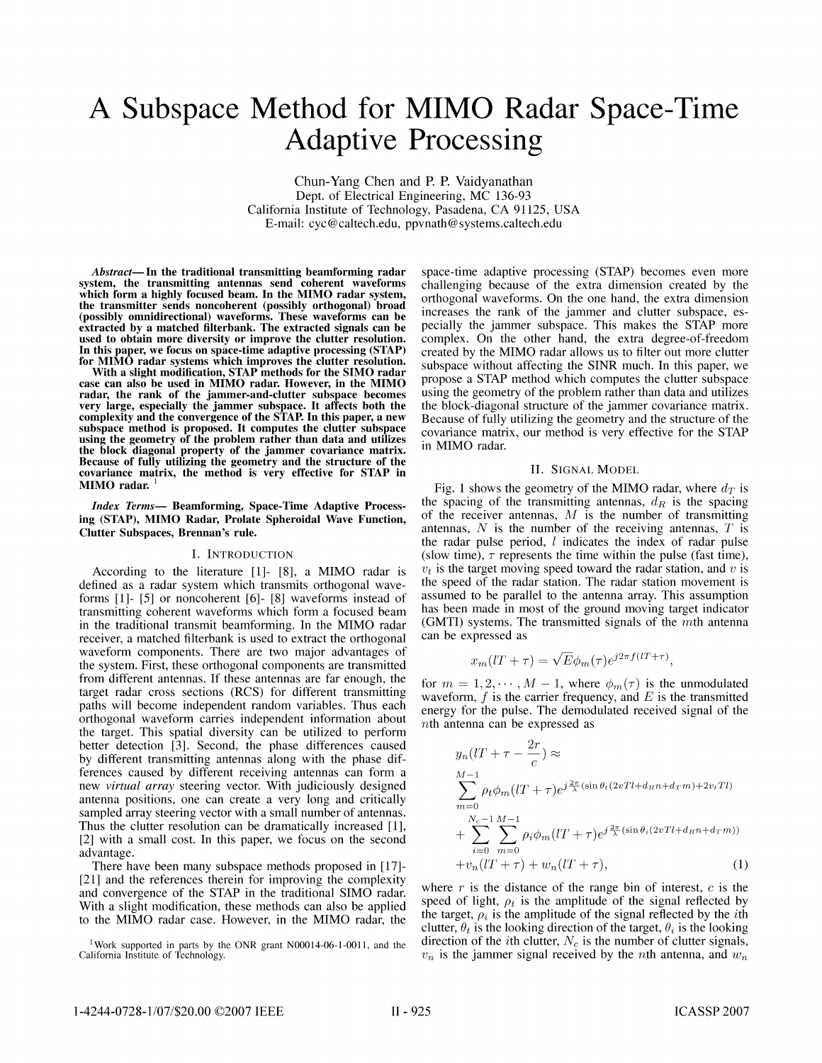# A Subspace Method for MIMO Radar Space-Time Adaptive Processing

Chun-Yang Chen and P. P. Vaidyanathan
Dept. of Electrical Engineering, MC 136-93
California Institute of Technology, Pasadena, CA 91125, USA
E-mail: cyc@caltech.edu, ppvnath@systems.caltech.edu

***Abstract*— In the traditional transmitting beamforming radar system, the transmitting antennas send coherent waveforms which form a highly focused beam. In the MIMO radar system, the transmitter sends noncoherent (possibly orthogonal) broad (possibly omnidirectional) waveforms. These waveforms can be extracted by a matched filterbank. The extracted signals can be used to obtain more diversity or improve the clutter resolution. In this paper, we focus on space-time adaptive processing (STAP) for MIMO radar systems which improves the clutter resolution. With a slight modification, STAP methods for the SIMO radar case can also be used in MIMO radar. However, in the MIMO radar, the rank of the jammer-and-clutter subspace becomes very large, especially the jammer subspace. It affects both the complexity and the convergence of the STAP. In this paper, a new subspace method is proposed. It computes the clutter subspace using the geometry of the problem rather than data and utilizes the block diagonal property of the jammer covariance matrix. Because of fully utilizing the geometry and the structure of the covariance matrix, the method is very effective for STAP in MIMO radar.** [1]

***Index Terms*— Beamforming, Space-Time Adaptive Processing (STAP), MIMO Radar, Prolate Spheroidal Wave Function, Clutter Subspaces, Brennan's rule.**

## I. Introduction

According to the literature [1]- [8], a MIMO radar is defined as a radar system which transmits orthogonal waveforms [1]- [5] or noncoherent [6]- [8] waveforms instead of transmitting coherent waveforms which form a focused beam in the traditional transmit beamforming. In the MIMO radar receiver, a matched filterbank is used to extract the orthogonal waveform components. There are two major advantages of the system. First, these orthogonal components are transmitted from different antennas. If these antennas are far enough, the target radar cross sections (RCS) for different transmitting paths will become independent random variables. Thus each orthogonal waveform carries independent information about the target. This spatial diversity can be utilized to perform better detection [3]. Second, the phase differences caused by different transmitting antennas along with the phase differences caused by different receiving antennas can form a new *virtual array* steering vector. With judiciously designed antenna positions, one can create a very long and critically sampled array steering vector with a small number of antennas. Thus the clutter resolution can be dramatically increased [1], [2] with a small cost. In this paper, we focus on the second advantage.

There have been many subspace methods proposed in [17]- [21] and the references therein for improving the complexity and convergence of the STAP in the traditional SIMO radar. With a slight modification, these methods can also be applied to the MIMO radar case. However, in the MIMO radar, the space-time adaptive processing (STAP) becomes even more challenging because of the extra dimension created by the orthogonal waveforms. On the one hand, the extra dimension increases the rank of the jammer and clutter subspace, especially the jammer subspace. This makes the STAP more complex. On the other hand, the extra degree-of-freedom created by the MIMO radar allows us to filter out more clutter subspace without affecting the SINR much. In this paper, we propose a STAP method which computes the clutter subspace using the geometry of the problem rather than data and utilizes the block-diagonal structure of the jammer covariance matrix. Because of fully utilizing the geometry and the structure of the covariance matrix, our method is very effective for the STAP in MIMO radar.

## II. Signal Model

Fig. 1 shows the geometry of the MIMO radar, where $d_T$ is the spacing of the transmitting antennas, $d_R$ is the spacing of the receiver antennas, $M$ is the number of transmitting antennas, $N$ is the number of the receiving antennas, $T$ is the radar pulse period, $l$ indicates the index of radar pulse (slow time), $\tau$ represents the time within the pulse (fast time), $v_t$ is the target moving speed toward the radar station, and $v$ is the speed of the radar station. The radar station movement is assumed to be parallel to the antenna array. This assumption has been made in most of the ground moving target indicator (GMTI) systems. The transmitted signals of the $m$th antenna can be expressed as

$$x_m(lT+\tau) = \sqrt{E}\phi_m(\tau)e^{j2\pi f(lT+\tau)},$$

for $m = 1, 2, \cdots, M-1$, where $\phi_m(\tau)$ is the unmodulated waveform, $f$ is the carrier frequency, and $E$ is the transmitted energy for the pulse. The demodulated received signal of the $n$th antenna can be expressed as

$$\begin{aligned}
&y_n(lT+\tau-\frac{2r}{c}) \approx \\
&\sum_{m=0}^{M-1} \rho_t \phi_m(lT+\tau) e^{j\frac{2\pi}{\lambda}(\sin\theta_t(2vTl+d_R n+d_T m)+2v_t Tl)} \\
&+\sum_{i=0}^{N_c-1}\sum_{m=0}^{M-1} \rho_i \phi_m(lT+\tau) e^{j\frac{2\pi}{\lambda}(\sin\theta_i(2vTl+d_R n+d_T m))} \\
&+v_n(lT+\tau)+w_n(lT+\tau), \qquad (1)
\end{aligned}$$

where $r$ is the distance of the range bin of interest, $c$ is the speed of light, $\rho_t$ is the amplitude of the signal reflected by the target, $\rho_i$ is the amplitude of the signal reflected by the $i$th clutter, $\theta_t$ is the looking direction of the target, $\theta_i$ is the looking direction of the $i$th clutter, $N_c$ is the number of clutter signals, $v_n$ is the jammer signal received by the $n$th antenna, and $w_n$

[1] Work supported in parts by the ONR grant N00014-06-1-0011, and the California Institute of Technology.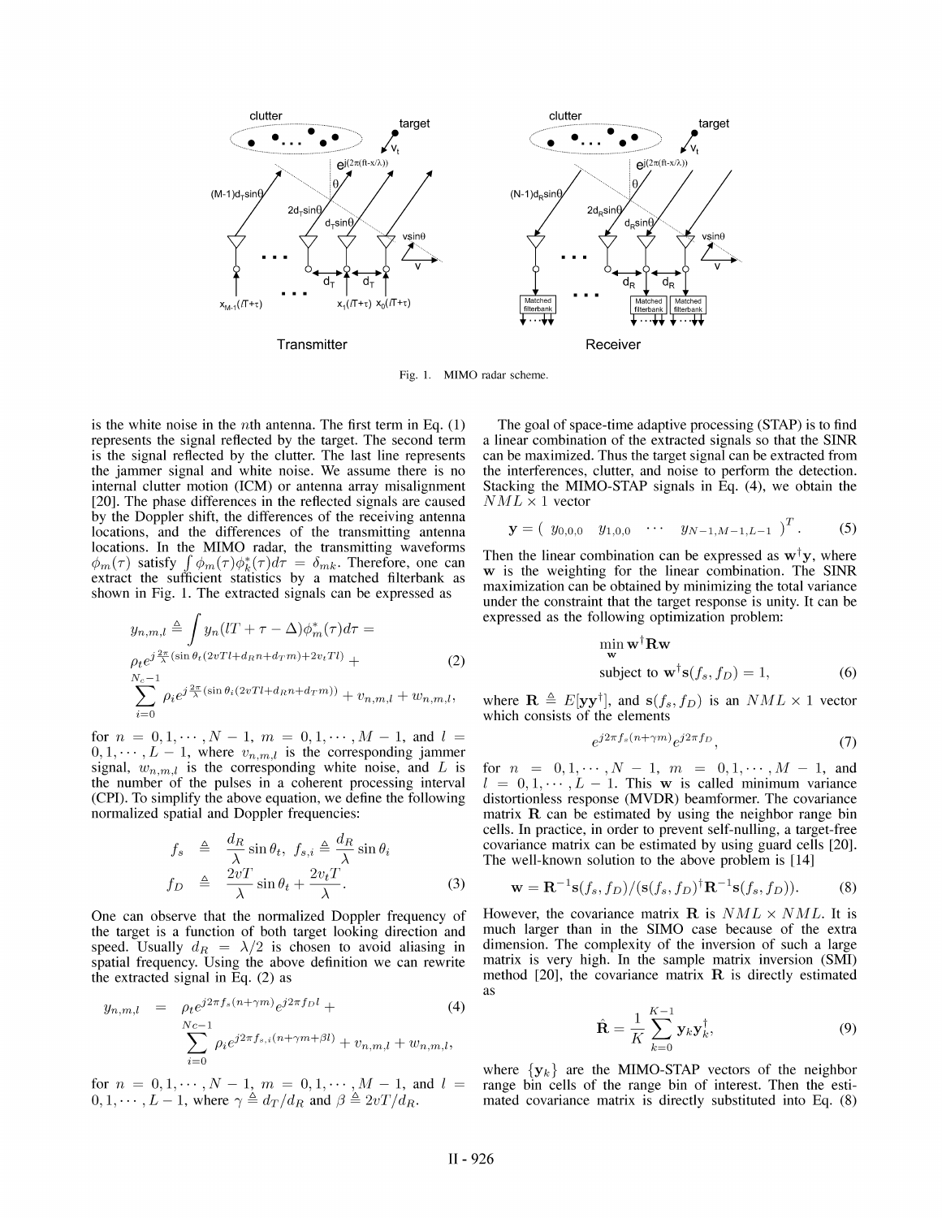Fig. 1. MIMO radar scheme.

is the white noise in the $n$th antenna. The first term in Eq. (1) represents the signal reflected by the target. The second term is the signal reflected by the clutter. The last line represents the jammer signal and white noise. We assume there is no internal clutter motion (ICM) or antenna array misalignment [20]. The phase differences in the reflected signals are caused by the Doppler shift, the differences of the receiving antenna locations, and the differences of the transmitting antenna locations. In the MIMO radar, the transmitting waveforms $\phi_m(\tau)$ satisfy $\int \phi_m(\tau)\phi_k^*(\tau)d\tau = \delta_{mk}$. Therefore, one can extract the sufficient statistics by a matched filterbank as shown in Fig. 1. The extracted signals can be expressed as

$$
\begin{aligned}
y_{n,m,l} &\triangleq \int y_n(lT + \tau - \Delta)\phi_m^*(\tau)d\tau = \\
&\rho_t e^{j\frac{2\pi}{\lambda}(\sin\theta_t(2vTl + d_R n + d_T m) + 2v_t Tl)} + \\
&\sum_{i=0}^{N_c-1} \rho_i e^{j\frac{2\pi}{\lambda}(\sin\theta_i(2vTl + d_R n + d_T m))} + v_{n,m,l} + w_{n,m,l},
\end{aligned}
\tag{2}
$$

for $n = 0, 1, \cdots, N-1$, $m = 0, 1, \cdots, M-1$, and $l = 0, 1, \cdots, L-1$, where $v_{n,m,l}$ is the corresponding jammer signal, $w_{n,m,l}$ is the corresponding white noise, and $L$ is the number of the pulses in a coherent processing interval (CPI). To simplify the above equation, we define the following normalized spatial and Doppler frequencies:

$$
\begin{aligned}
f_s &\triangleq \frac{d_R}{\lambda}\sin\theta_t, \; f_{s,i} \triangleq \frac{d_R}{\lambda}\sin\theta_i \\
f_D &\triangleq \frac{2vT}{\lambda}\sin\theta_t + \frac{2v_t T}{\lambda}.
\end{aligned}
\tag{3}
$$

One can observe that the normalized Doppler frequency of the target is a function of both target looking direction and speed. Usually $d_R = \lambda/2$ is chosen to avoid aliasing in spatial frequency. Using the above definition we can rewrite the extracted signal in Eq. (2) as

$$
\begin{aligned}
y_{n,m,l} &= \rho_t e^{j2\pi f_s(n+\gamma m)} e^{j2\pi f_D l} + \\
&\sum_{i=0}^{Nc-1} \rho_i e^{j2\pi f_{s,i}(n+\gamma m+\beta l)} + v_{n,m,l} + w_{n,m,l},
\end{aligned}
\tag{4}
$$

for $n = 0, 1, \cdots, N-1$, $m = 0, 1, \cdots, M-1$, and $l = 0, 1, \cdots, L-1$, where $\gamma \triangleq d_T/d_R$ and $\beta \triangleq 2vT/d_R$.

The goal of space-time adaptive processing (STAP) is to find a linear combination of the extracted signals so that the SINR can be maximized. Thus the target signal can be extracted from the interferences, clutter, and noise to perform the detection. Stacking the MIMO-STAP signals in Eq. (4), we obtain the $NML \times 1$ vector

$$
\mathbf{y} = (\; y_{0,0,0} \quad y_{1,0,0} \quad \cdots \quad y_{N-1,M-1,L-1} \;)^T. \tag{5}
$$

Then the linear combination can be expressed as $\mathbf{w}^\dagger\mathbf{y}$, where $\mathbf{w}$ is the weighting for the linear combination. The SINR maximization can be obtained by minimizing the total variance under the constraint that the target response is unity. It can be expressed as the following optimization problem:

$$
\begin{aligned}
&\min_{\mathbf{w}} \mathbf{w}^\dagger\mathbf{R}\mathbf{w} \\
&\text{subject to } \mathbf{w}^\dagger\mathbf{s}(f_s, f_D) = 1,
\end{aligned}
\tag{6}
$$

where $\mathbf{R} \triangleq E[\mathbf{y}\mathbf{y}^\dagger]$, and $\mathbf{s}(f_s, f_D)$ is an $NML \times 1$ vector which consists of the elements

$$
e^{j2\pi f_s(n+\gamma m)} e^{j2\pi f_D}, \tag{7}
$$

for $n = 0, 1, \cdots, N-1$, $m = 0, 1, \cdots, M-1$, and $l = 0, 1, \cdots, L-1$. This $\mathbf{w}$ is called minimum variance distortionless response (MVDR) beamformer. The covariance matrix $\mathbf{R}$ can be estimated by using the neighbor range bin cells. In practice, in order to prevent self-nulling, a target-free covariance matrix can be estimated by using guard cells [20]. The well-known solution to the above problem is [14]

$$
\mathbf{w} = \mathbf{R}^{-1}\mathbf{s}(f_s, f_D)/(\mathbf{s}(f_s, f_D)^\dagger\mathbf{R}^{-1}\mathbf{s}(f_s, f_D)). \tag{8}
$$

However, the covariance matrix $\mathbf{R}$ is $NML \times NML$. It is much larger than in the SIMO case because of the extra dimension. The complexity of the inversion of such a large matrix is very high. In the sample matrix inversion (SMI) method [20], the covariance matrix $\mathbf{R}$ is directly estimated as

$$
\hat{\mathbf{R}} = \frac{1}{K}\sum_{k=0}^{K-1} \mathbf{y}_k\mathbf{y}_k^\dagger, \tag{9}
$$

where $\{\mathbf{y}_k\}$ are the MIMO-STAP vectors of the neighbor range bin cells of the range bin of interest. Then the estimated covariance matrix is directly substituted into Eq. (8)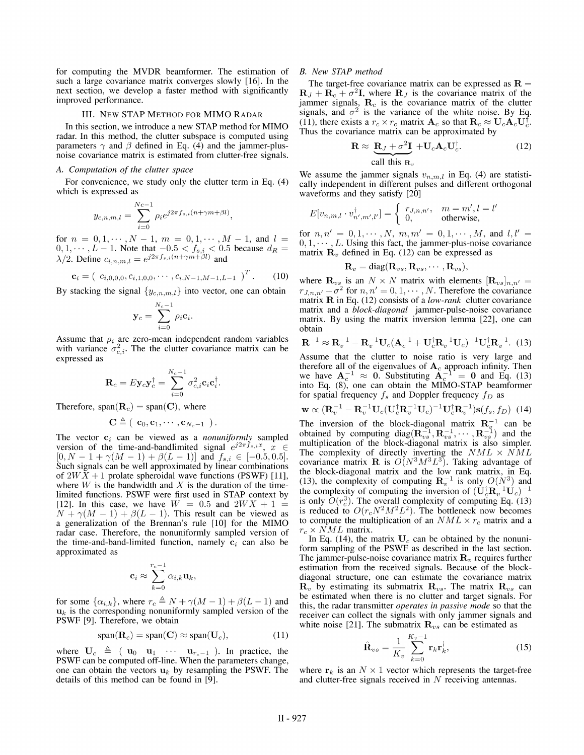for computing the MVDR beamformer. The estimation of such a large covariance matrix converges slowly [16]. In the next section, we develop a faster method with significantly improved performance.

## III. New STAP Method for MIMO Radar

In this section, we introduce a new STAP method for MIMO radar. In this method, the clutter subspace is computed using parameters $\gamma$ and $\beta$ defined in Eq. (4) and the jammer-plus-noise covariance matrix is estimated from clutter-free signals.

### A. Computation of the clutter space

For convenience, we study only the clutter term in Eq. (4) which is expressed as

$$y_{c,n,m,l} = \sum_{i=0}^{Nc-1} \rho_i e^{j2\pi f_{s,i}(n+\gamma m+\beta l)},$$

for $n = 0, 1, \cdots, N-1$, $m = 0, 1, \cdots, M-1$, and $l = 0, 1, \cdots, L-1$. Note that $-0.5 < f_{s,i} < 0.5$ because $d_R = \lambda/2$. Define $c_{i,n,m,l} = e^{j2\pi f_{s,i}(n+\gamma m+\beta l)}$ and

$$\mathbf{c}_i = (\ c_{i,0,0,0}, c_{i,1,0,0}, \cdots, c_{i,N-1,M-1,L-1}\ )^T. \tag{10}$$

By stacking the signal $\{y_{c,n,m,l}\}$ into vector, one can obtain

$$\mathbf{y}_c = \sum_{i=0}^{N_c-1} \rho_i \mathbf{c}_i.$$

Assume that $\rho_i$ are zero-mean independent random variables with variance $\sigma^2_{c,i}$. The the clutter covariance matrix can be expressed as

$$\mathbf{R}_c = E\mathbf{y}_c\mathbf{y}_c^\dagger = \sum_{i=0}^{N_c-1} \sigma^2_{c,i}\mathbf{c}_i\mathbf{c}_i^\dagger.$$

Therefore, $\text{span}(\mathbf{R}_c) = \text{span}(\mathbf{C})$, where

$$\mathbf{C} \triangleq (\ \mathbf{c}_0, \mathbf{c}_1, \cdots, \mathbf{c}_{N_c-1}\ ).$$

The vector $\mathbf{c}_i$ can be viewed as a *nonuniformly* sampled version of the time-and-bandlimited signal $e^{j2\pi f_{s,i}x}$, $x \in [0, N-1+\gamma(M-1)+\beta(L-1)]$ and $f_{s,i} \in [-0.5, 0.5]$. Such signals can be well approximated by linear combinations of $2WX+1$ prolate spheroidal wave functions (PSWF) [11], where $W$ is the bandwidth and $X$ is the duration of the time-limited functions. PSWF were first used in STAP context by [12]. In this case, we have $W = 0.5$ and $2WX + 1 = N + \gamma(M-1) + \beta(L-1)$. This result can be viewed as a generalization of the Brennan's rule [10] for the MIMO radar case. Therefore, the nonuniformly sampled version of the time-and-band-limited function, namely $\mathbf{c}_i$ can also be approximated as

$$\mathbf{c}_i \approx \sum_{k=0}^{r_c-1} \alpha_{i,k}\mathbf{u}_k,$$

for some $\{\alpha_{i,k}\}$, where $r_c \triangleq N + \gamma(M-1) + \beta(L-1)$ and $\mathbf{u}_k$ is the corresponding nonuniformly sampled version of the PSWF [9]. Therefore, we obtain

$$\text{span}(\mathbf{R}_c) = \text{span}(\mathbf{C}) \approx \text{span}(\mathbf{U}_c), \tag{11}$$

where $\mathbf{U}_c \triangleq (\ \mathbf{u}_0\ \ \mathbf{u}_1\ \ \cdots\ \ \mathbf{u}_{r_c-1}\ )$. In practice, the PSWF can be computed off-line. When the parameters change, one can obtain the vectors $\mathbf{u}_k$ by resampling the PSWF. The details of this method can be found in [9].

### B. New STAP method

The target-free covariance matrix can be expressed as $\mathbf{R} = \mathbf{R}_J + \mathbf{R}_c + \sigma^2\mathbf{I}$, where $\mathbf{R}_J$ is the covariance matrix of the jammer signals, $\mathbf{R}_c$ is the covariance matrix of the clutter signals, and $\sigma^2$ is the variance of the white noise. By Eq. (11), there exists a $r_c \times r_c$ matrix $\mathbf{A}_c$ so that $\mathbf{R}_c \approx \mathbf{U}_c\mathbf{A}_c\mathbf{U}_c^\dagger$. Thus the covariance matrix can be approximated by

$$\mathbf{R} \approx \underbrace{\mathbf{R}_J + \sigma^2\mathbf{I}}_{\text{call this } \mathbf{R}_v} + \mathbf{U}_c\mathbf{A}_c\mathbf{U}_c^\dagger. \tag{12}$$

We assume the jammer signals $v_{n,m,l}$ in Eq. (4) are statistically independent in different pulses and different orthogonal waveforms and they satisfy [20]

$$E[v_{n,m,l} \cdot v^\dagger_{n',m',l'}] = \begin{cases} r_{J,n,n'}, & m = m', l = l' \\ 0, & \text{otherwise}, \end{cases}$$

for $n, n' = 0, 1, \cdots, N$, $m, m' = 0, 1, \cdots, M$, and $l, l' = 0, 1, \cdots, L$. Using this fact, the jammer-plus-noise covariance matrix $\mathbf{R}_v$ defined in Eq. (12) can be expressed as

$$\mathbf{R}_v = \text{diag}(\mathbf{R}_{vs}, \mathbf{R}_{vs}, \cdots, \mathbf{R}_{vs}),$$

where $\mathbf{R}_{vs}$ is an $N \times N$ matrix with elements $[\mathbf{R}_{vs}]_{n,n'} = r_{J,n,n'} + \sigma^2$ for $n, n' = 0, 1, \cdots, N$. Therefore the covariance matrix $\mathbf{R}$ in Eq. (12) consists of a *low-rank* clutter covariance matrix and a *block-diagonal* jammer-pulse-noise covariance matrix. By using the matrix inversion lemma [22], one can obtain

$$\mathbf{R}^{-1} \approx \mathbf{R}_v^{-1} - \mathbf{R}_v^{-1}\mathbf{U}_c(\mathbf{A}_c^{-1} + \mathbf{U}_c^\dagger\mathbf{R}_v^{-1}\mathbf{U}_c)^{-1}\mathbf{U}_c^\dagger\mathbf{R}_v^{-1}. \tag{13}$$

Assume that the clutter to noise ratio is very large and therefore all of the eigenvalues of $\mathbf{A}_c$ approach infinity. Then we have $\mathbf{A}_c^{-1} \approx \mathbf{0}$. Substituting $\mathbf{A}_c^{-1} = \mathbf{0}$ and Eq. (13) into Eq. (8), one can obtain the MIMO-STAP beamformer for spatial frequency $f_s$ and Doppler frequency $f_D$ as

$$\mathbf{w} \propto (\mathbf{R}_v^{-1} - \mathbf{R}_v^{-1}\mathbf{U}_c(\mathbf{U}_c^\dagger\mathbf{R}_v^{-1}\mathbf{U}_c)^{-1}\mathbf{U}_c^\dagger\mathbf{R}_v^{-1})\mathbf{s}(f_s, f_D) \tag{14}$$

The inversion of the block-diagonal matrix $\mathbf{R}_v^{-1}$ can be obtained by computing $\text{diag}(\mathbf{R}_{vs}^{-1}, \mathbf{R}_{vs}^{-1}, \cdots, \mathbf{R}_{vs}^{-1})$ and the multiplication of the block-diagonal matrix is also simpler. The complexity of directly inverting the $NML \times NML$ covariance matrix $\mathbf{R}$ is $O(N^3M^3L^3)$. Taking advantage of the block-diagonal matrix and the low rank matrix, in Eq. (13), the complexity of computing $\mathbf{R}_v^{-1}$ is only $O(N^3)$ and the complexity of computing the inversion of $(\mathbf{U}_c^\dagger\mathbf{R}_v^{-1}\mathbf{U}_c)^{-1}$ is only $O(r_c^3)$. The overall complexity of computing Eq. (13) is reduced to $O(r_cN^2M^2L^2)$. The bottleneck now becomes to compute the multiplication of an $NML \times r_c$ matrix and a $r_c \times NML$ matrix.

In Eq. (14), the matrix $\mathbf{U}_c$ can be obtained by the nonuniform sampling of the PSWF as described in the last section. The jammer-pulse-noise covariance matrix $\mathbf{R}_v$ requires further estimation from the received signals. Because of the block-diagonal structure, one can estimate the covariance matrix $\mathbf{R}_v$ by estimating its submatrix $\mathbf{R}_{vs}$. The matrix $\mathbf{R}_{vs}$ can be estimated when there is no clutter and target signals. For this, the radar transmitter *operates in passive mode* so that the receiver can collect the signals with only jammer signals and white noise [21]. The submatrix $\mathbf{R}_{vs}$ can be estimated as

$$\hat{\mathbf{R}}_{vs} = \frac{1}{K_v}\sum_{k=0}^{K_v-1} \mathbf{r}_k\mathbf{r}_k^\dagger, \tag{15}$$

where $\mathbf{r}_k$ is an $N \times 1$ vector which represents the target-free and clutter-free signals received in $N$ receiving antennas.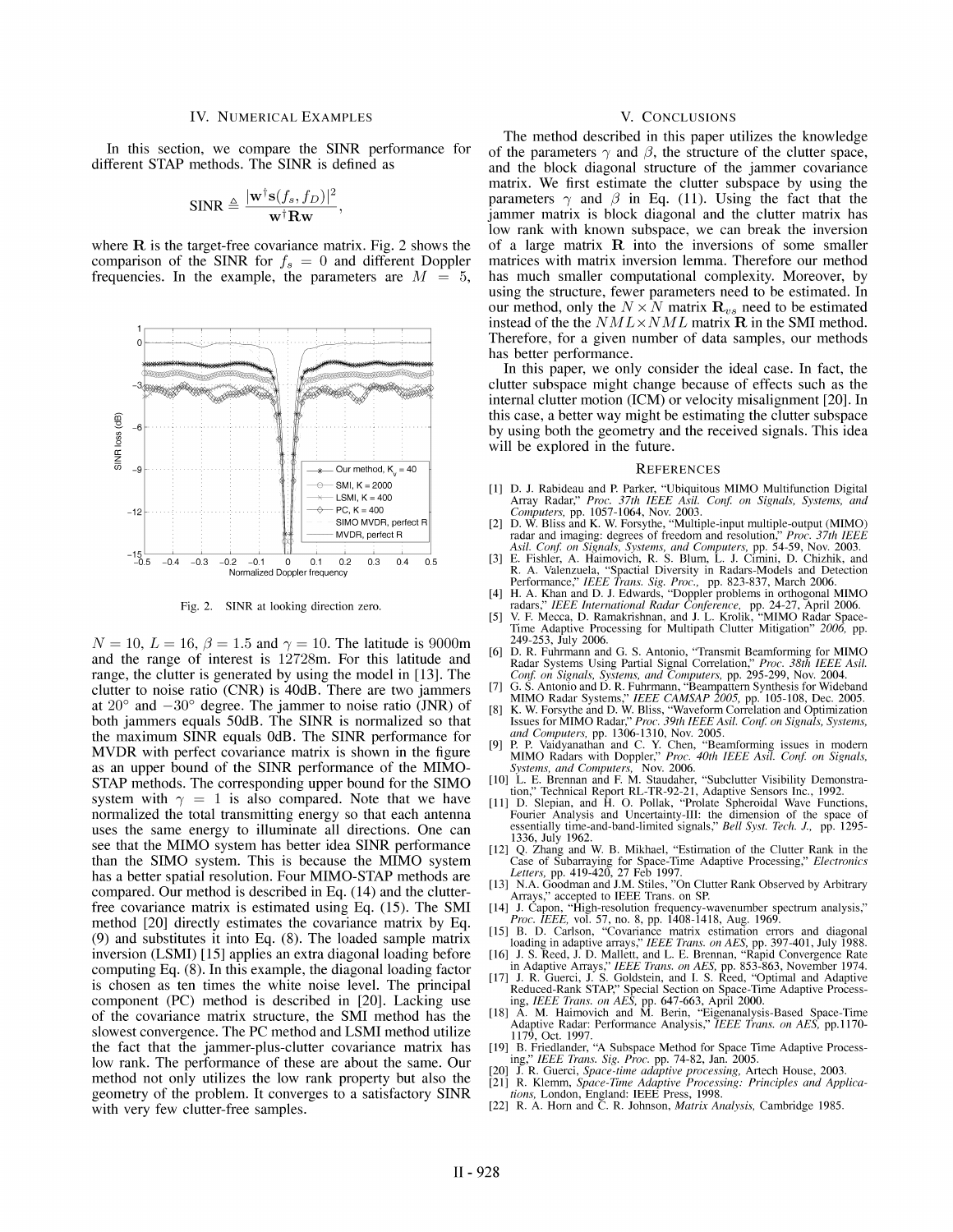## IV. Numerical Examples

In this section, we compare the SINR performance for different STAP methods. The SINR is defined as

$$\text{SINR} \triangleq \frac{|\mathbf{w}^\dagger \mathbf{s}(f_s, f_D)|^2}{\mathbf{w}^\dagger \mathbf{R} \mathbf{w}},$$

where $\mathbf{R}$ is the target-free covariance matrix. Fig. 2 shows the comparison of the SINR for $f_s = 0$ and different Doppler frequencies. In the example, the parameters are $M = 5$,

1
0
−3
−6
−9
−12
−15
−0.5 −0.4 −0.3 −0.2 −0.1 0 0.1 0.2 0.3 0.4 0.5
Normalized Doppler frequency
SINR loss (dB)
Our method, $K_v$ = 40
SMI, K = 2000
LSMI, K = 400
PC, K = 400
SIMO MVDR, perfect R
MVDR, perfect R

Fig. 2. SINR at looking direction zero.

$N = 10$, $L = 16$, $\beta = 1.5$ and $\gamma = 10$. The latitude is 9000m and the range of interest is 12728m. For this latitude and range, the clutter is generated by using the model in [13]. The clutter to noise ratio (CNR) is 40dB. There are two jammers at $20^\circ$ and $-30^\circ$ degree. The jammer to noise ratio (JNR) of both jammers equals 50dB. The SINR is normalized so that the maximum SINR equals 0dB. The SINR performance for MVDR with perfect covariance matrix is shown in the figure as an upper bound of the SINR performance of the MIMO-STAP methods. The corresponding upper bound for the SIMO system with $\gamma = 1$ is also compared. Note that we have normalized the total transmitting energy so that each antenna uses the same energy to illuminate all directions. One can see that the MIMO system has better idea SINR performance than the SIMO system. This is because the MIMO system has a better spatial resolution. Four MIMO-STAP methods are compared. Our method is described in Eq. (14) and the clutter-free covariance matrix is estimated using Eq. (15). The SMI method [20] directly estimates the covariance matrix by Eq. (9) and substitutes it into Eq. (8). The loaded sample matrix inversion (LSMI) [15] applies an extra diagonal loading before computing Eq. (8). In this example, the diagonal loading factor is chosen as ten times the white noise level. The principal component (PC) method is described in [20]. Lacking use of the covariance matrix structure, the SMI method has the slowest convergence. The PC method and LSMI method utilize the fact that the jammer-plus-clutter covariance matrix has low rank. The performance of these are about the same. Our method not only utilizes the low rank property but also the geometry of the problem. It converges to a satisfactory SINR with very few clutter-free samples.

## V. Conclusions

The method described in this paper utilizes the knowledge of the parameters $\gamma$ and $\beta$, the structure of the clutter space, and the block diagonal structure of the jammer covariance matrix. We first estimate the clutter subspace by using the parameters $\gamma$ and $\beta$ in Eq. (11). Using the fact that the jammer matrix is block diagonal and the clutter matrix has low rank with known subspace, we can break the inversion of a large matrix $\mathbf{R}$ into the inversions of some smaller matrices with matrix inversion lemma. Therefore our method has much smaller computational complexity. Moreover, by using the structure, fewer parameters need to be estimated. In our method, only the $N \times N$ matrix $\mathbf{R}_{vs}$ need to be estimated instead of the the $NML \times NML$ matrix $\mathbf{R}$ in the SMI method. Therefore, for a given number of data samples, our methods has better performance.

In this paper, we only consider the ideal case. In fact, the clutter subspace might change because of effects such as the internal clutter motion (ICM) or velocity misalignment [20]. In this case, a better way might be estimating the clutter subspace by using both the geometry and the received signals. This idea will be explored in the future.

## References

[1] D. J. Rabideau and P. Parker, "Ubiquitous MIMO Multifunction Digital Array Radar," *Proc. 37th IEEE Asil. Conf. on Signals, Systems, and Computers,* pp. 1057-1064, Nov. 2003.

[2] D. W. Bliss and K. W. Forsythe, "Multiple-input multiple-output (MIMO) radar and imaging: degrees of freedom and resolution," *Proc. 37th IEEE Asil. Conf. on Signals, Systems, and Computers,* pp. 54-59, Nov. 2003.

[3] E. Fishler, A. Haimovich, R. S. Blum, L. J. Cimini, D. Chizhik, and R. A. Valenzuela, "Spactial Diversity in Radars-Models and Detection Performance," *IEEE Trans. Sig. Proc.,* pp. 823-837, March 2006.

[4] H. A. Khan and D. J. Edwards, "Doppler problems in orthogonal MIMO radars," *IEEE International Radar Conference,* pp. 24-27, April 2006.

[5] V. F. Mecca, D. Ramakrishnan, and J. L. Krolik, "MIMO Radar Space-Time Adaptive Processing for Multipath Clutter Mitigation" *2006,* pp. 249-253, July 2006.

[6] D. R. Fuhrmann and G. S. Antonio, "Transmit Beamforming for MIMO Radar Systems Using Partial Signal Correlation," *Proc. 38th IEEE Asil. Conf. on Signals, Systems, and Computers,* pp. 295-299, Nov. 2004.

[7] G. S. Antonio and D. R. Fuhrmann, "Beampattern Synthesis for Wideband MIMO Radar Systems," *IEEE CAMSAP 2005,* pp. 105-108, Dec. 2005.

[8] K. W. Forsythe and D. W. Bliss, "Waveform Correlation and Optimization Issues for MIMO Radar," *Proc. 39th IEEE Asil. Conf. on Signals, Systems, and Computers,* pp. 1306-1310, Nov. 2005.

[9] P. P. Vaidyanathan and C. Y. Chen, "Beamforming issues in modern MIMO Radars with Doppler," *Proc. 40th IEEE Asil. Conf. on Signals, Systems, and Computers,* Nov. 2006.

[10] L. E. Brennan and F. M. Staudaher, "Subclutter Visibility Demonstration," Technical Report RL-TR-92-21, Adaptive Sensors Inc., 1992.

[11] D. Slepian, and H. O. Pollak, "Prolate Spheroidal Wave Functions, Fourier Analysis and Uncertainty-III: the dimension of the space of essentially time-and-band-limited signals," *Bell Syst. Tech. J.,* pp. 1295-1336, July 1962.

[12] Q. Zhang and W. B. Mikhael, "Estimation of the Clutter Rank in the Case of Subarraying for Space-Time Adaptive Processing," *Electronics Letters,* pp. 419-420, 27 Feb 1997.

[13] N.A. Goodman and J.M. Stiles, "On Clutter Rank Observed by Arbitrary Arrays," accepted to IEEE Trans. on SP.

[14] J. Capon, "High-resolution frequency-wavenumber spectrum analysis," *Proc. IEEE,* vol. 57, no. 8, pp. 1408-1418, Aug. 1969.

[15] B. D. Carlson, "Covariance matrix estimation errors and diagonal loading in adaptive arrays," *IEEE Trans. on AES,* pp. 397-401, July 1988.

[16] J. S. Reed, J. D. Mallett, and L. E. Brennan, "Rapid Convergence Rate in Adaptive Arrays," *IEEE Trans. on AES,* pp. 853-863, November 1974.

[17] J. R. Guerci, J. S. Goldstein, and I. S. Reed, "Optimal and Adaptive Reduced-Rank STAP," Special Section on Space-Time Adaptive Processing, *IEEE Trans. on AES,* pp. 647-663, April 2000.

[18] A. M. Haimovich and M. Berin, "Eigenanalysis-Based Space-Time Adaptive Radar: Performance Analysis," *IEEE Trans. on AES,* pp.1170-1179, Oct. 1997.

[19] B. Friedlander, "A Subspace Method for Space Time Adaptive Processing," *IEEE Trans. Sig. Proc.* pp. 74-82, Jan. 2005.

[20] J. R. Guerci, *Space-time adaptive processing,* Artech House, 2003.

[21] R. Klemm, *Space-Time Adaptive Processing: Principles and Applications,* London, England: IEEE Press, 1998.

[22] R. A. Horn and C. R. Johnson, *Matrix Analysis,* Cambridge 1985.